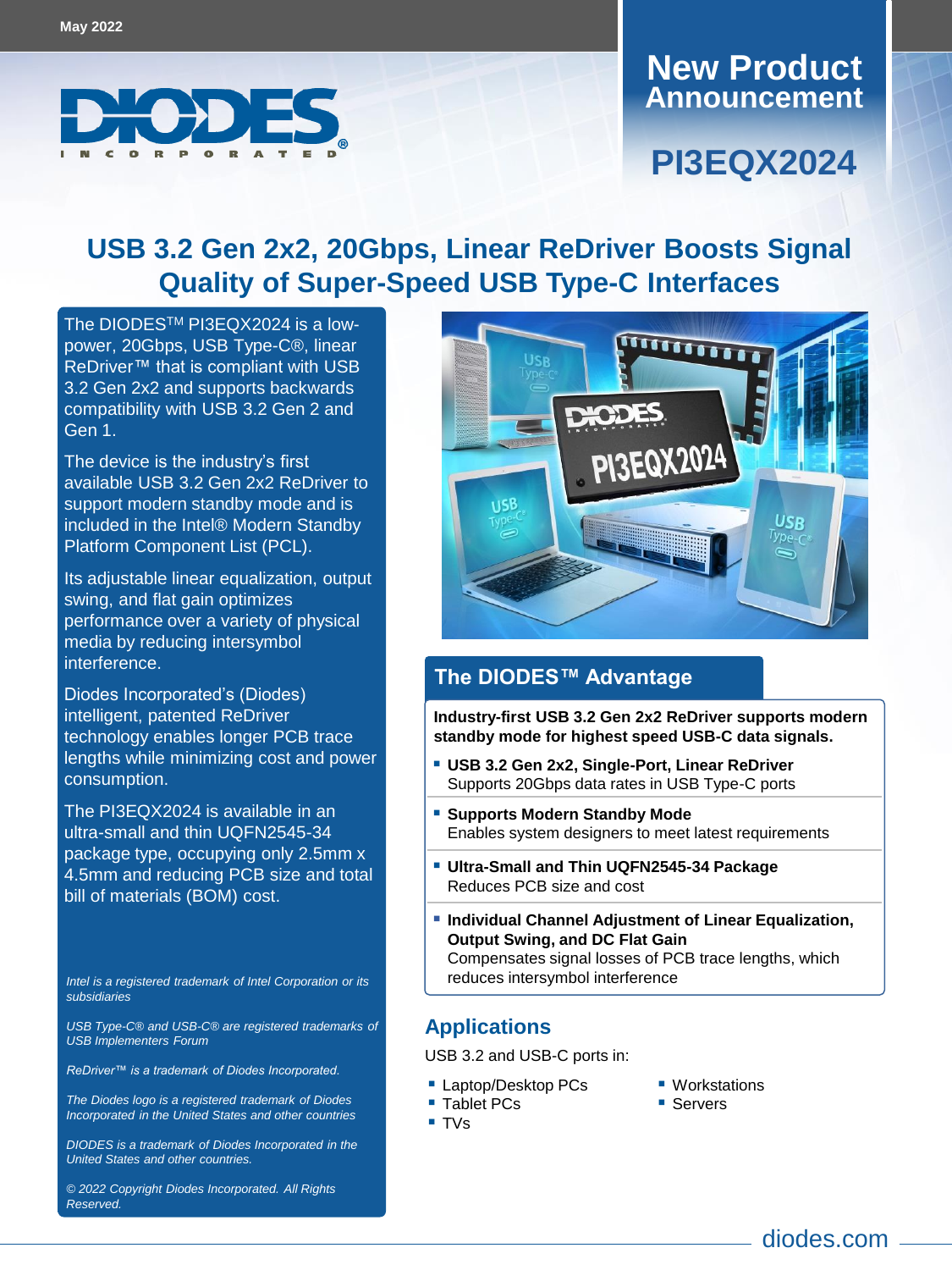May 2022

DIODES INCORPORATED

# New Product Announcement

# PI3EQX2024

## USB 3.2 Gen 2x2, 20Gbps, Linear ReDriver Boosts Signal Quality of Super-Speed USB Type-C Interfaces

The DIODES™ PI3EQX2024 is a low-power, 20Gbps, USB Type-C®, linear ReDriver™ that is compliant with USB 3.2 Gen 2x2 and supports backwards compatibility with USB 3.2 Gen 2 and Gen 1.

The device is the industry's first available USB 3.2 Gen 2x2 ReDriver to support modern standby mode and is included in the Intel® Modern Standby Platform Component List (PCL).

Its adjustable linear equalization, output swing, and flat gain optimizes performance over a variety of physical media by reducing intersymbol interference.

Diodes Incorporated's (Diodes) intelligent, patented ReDriver technology enables longer PCB trace lengths while minimizing cost and power consumption.

The PI3EQX2024 is available in an ultra-small and thin UQFN2545-34 package type, occupying only 2.5mm x 4.5mm and reducing PCB size and total bill of materials (BOM) cost.

*Intel is a registered trademark of Intel Corporation or its subsidiaries*

*USB Type-C® and USB-C® are registered trademarks of USB Implementers Forum*

*ReDriver™ is a trademark of Diodes Incorporated.*

*The Diodes logo is a registered trademark of Diodes Incorporated in the United States and other countries*

*DIODES is a trademark of Diodes Incorporated in the United States and other countries.*

*© 2022 Copyright Diodes Incorporated. All Rights Reserved.*

## The DIODES™ Advantage

**Industry-first USB 3.2 Gen 2x2 ReDriver supports modern standby mode for highest speed USB-C data signals.**

- **USB 3.2 Gen 2x2, Single-Port, Linear ReDriver**
  Supports 20Gbps data rates in USB Type-C ports
- **Supports Modern Standby Mode**
  Enables system designers to meet latest requirements
- **Ultra-Small and Thin UQFN2545-34 Package**
  Reduces PCB size and cost
- **Individual Channel Adjustment of Linear Equalization, Output Swing, and DC Flat Gain**
  Compensates signal losses of PCB trace lengths, which reduces intersymbol interference

## Applications

USB 3.2 and USB-C ports in:

- Laptop/Desktop PCs
- Tablet PCs
- TVs
- Workstations
- Servers

diodes.com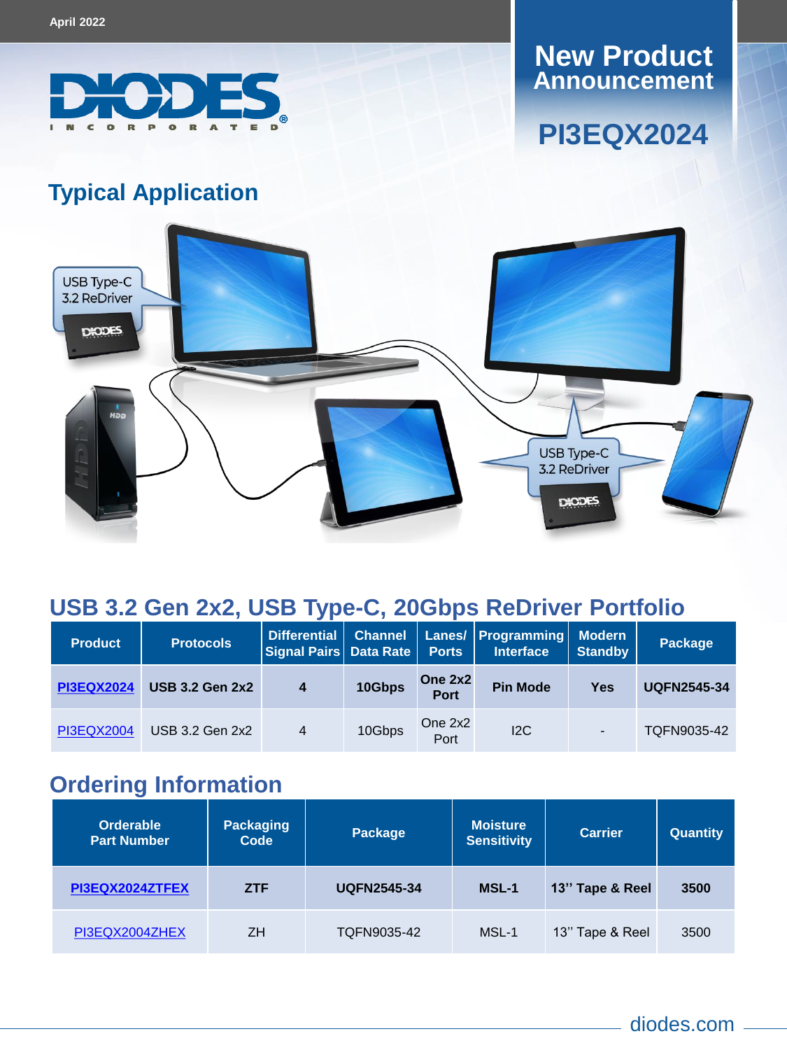April 2022

DIODES INCORPORATED

# New Product Announcement

# PI3EQX2024

## Typical Application

USB Type-C 3.2 ReDriver

USB Type-C 3.2 ReDriver

## USB 3.2 Gen 2x2, USB Type-C, 20Gbps ReDriver Portfolio

| Product | Protocols | Differential Signal Pairs | Channel Data Rate | Lanes/ Ports | Programming Interface | Modern Standby | Package |
|---|---|---|---|---|---|---|---|
| **PI3EQX2024** | **USB 3.2 Gen 2x2** | **4** | **10Gbps** | **One 2x2 Port** | **Pin Mode** | **Yes** | **UQFN2545-34** |
| PI3EQX2004 | USB 3.2 Gen 2x2 | 4 | 10Gbps | One 2x2 Port | I2C | - | TQFN9035-42 |

## Ordering Information

| Orderable Part Number | Packaging Code | Package | Moisture Sensitivity | Carrier | Quantity |
|---|---|---|---|---|---|
| **PI3EQX2024ZTFEX** | **ZTF** | **UQFN2545-34** | **MSL-1** | **13'' Tape & Reel** | **3500** |
| PI3EQX2004ZHEX | ZH | TQFN9035-42 | MSL-1 | 13'' Tape & Reel | 3500 |

diodes.com